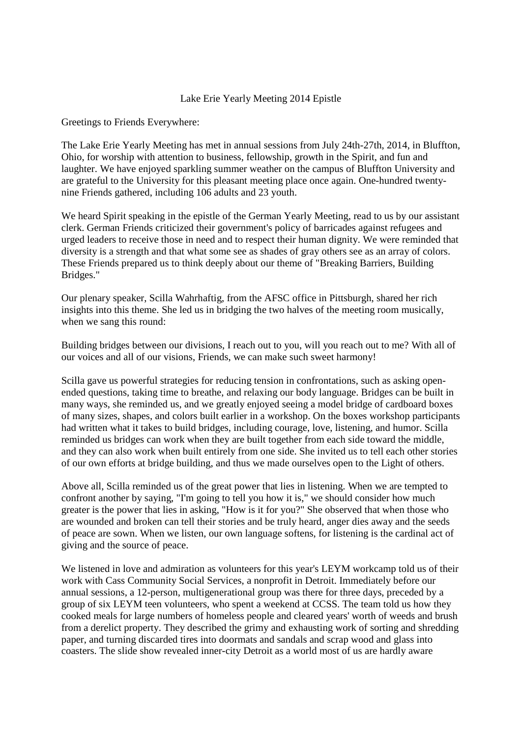# Lake Erie Yearly Meeting 2014 Epistle

Greetings to Friends Everywhere:

The Lake Erie Yearly Meeting has met in annual sessions from July 24th-27th, 2014, in Bluffton, Ohio, for worship with attention to business, fellowship, growth in the Spirit, and fun and laughter. We have enjoyed sparkling summer weather on the campus of Bluffton University and are grateful to the University for this pleasant meeting place once again. One-hundred twenty-nine Friends gathered, including 106 adults and 23 youth.

We heard Spirit speaking in the epistle of the German Yearly Meeting, read to us by our assistant clerk. German Friends criticized their government's policy of barricades against refugees and urged leaders to receive those in need and to respect their human dignity. We were reminded that diversity is a strength and that what some see as shades of gray others see as an array of colors. These Friends prepared us to think deeply about our theme of "Breaking Barriers, Building Bridges."

Our plenary speaker, Scilla Wahrhaftig, from the AFSC office in Pittsburgh, shared her rich insights into this theme. She led us in bridging the two halves of the meeting room musically, when we sang this round:

Building bridges between our divisions, I reach out to you, will you reach out to me? With all of our voices and all of our visions, Friends, we can make such sweet harmony!

Scilla gave us powerful strategies for reducing tension in confrontations, such as asking open-ended questions, taking time to breathe, and relaxing our body language. Bridges can be built in many ways, she reminded us, and we greatly enjoyed seeing a model bridge of cardboard boxes of many sizes, shapes, and colors built earlier in a workshop. On the boxes workshop participants had written what it takes to build bridges, including courage, love, listening, and humor. Scilla reminded us bridges can work when they are built together from each side toward the middle, and they can also work when built entirely from one side. She invited us to tell each other stories of our own efforts at bridge building, and thus we made ourselves open to the Light of others.

Above all, Scilla reminded us of the great power that lies in listening. When we are tempted to confront another by saying, "I'm going to tell you how it is," we should consider how much greater is the power that lies in asking, "How is it for you?" She observed that when those who are wounded and broken can tell their stories and be truly heard, anger dies away and the seeds of peace are sown. When we listen, our own language softens, for listening is the cardinal act of giving and the source of peace.

We listened in love and admiration as volunteers for this year's LEYM workcamp told us of their work with Cass Community Social Services, a nonprofit in Detroit. Immediately before our annual sessions, a 12-person, multigenerational group was there for three days, preceded by a group of six LEYM teen volunteers, who spent a weekend at CCSS. The team told us how they cooked meals for large numbers of homeless people and cleared years' worth of weeds and brush from a derelict property. They described the grimy and exhausting work of sorting and shredding paper, and turning discarded tires into doormats and sandals and scrap wood and glass into coasters. The slide show revealed inner-city Detroit as a world most of us are hardly aware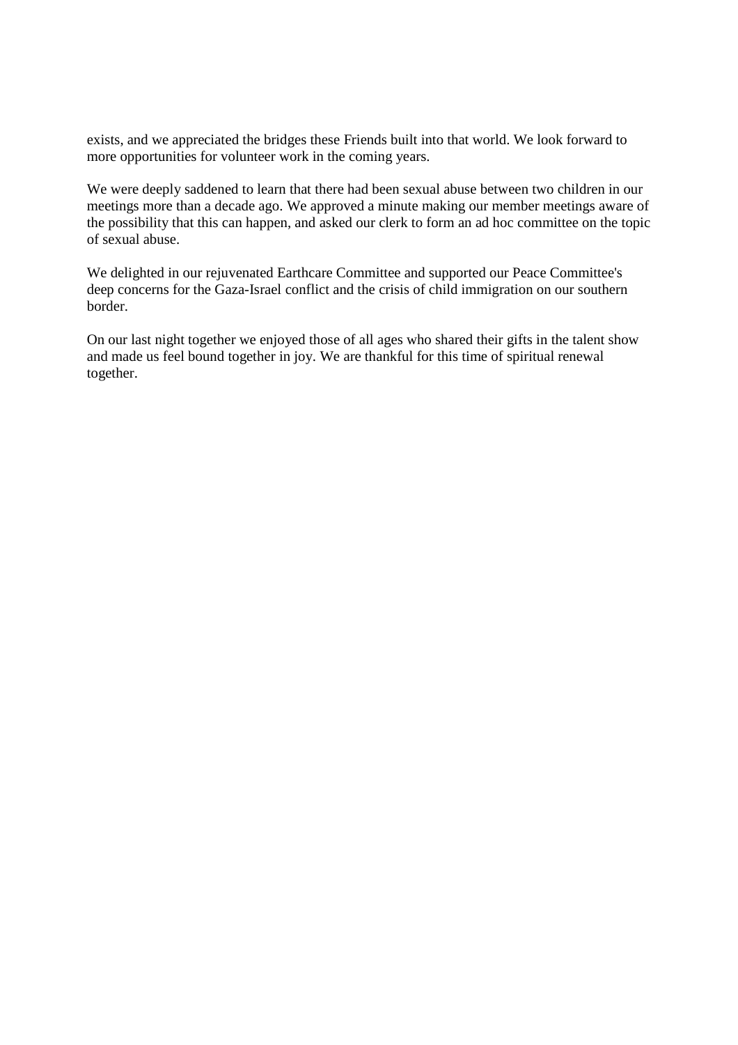exists, and we appreciated the bridges these Friends built into that world. We look forward to more opportunities for volunteer work in the coming years.

We were deeply saddened to learn that there had been sexual abuse between two children in our meetings more than a decade ago. We approved a minute making our member meetings aware of the possibility that this can happen, and asked our clerk to form an ad hoc committee on the topic of sexual abuse.

We delighted in our rejuvenated Earthcare Committee and supported our Peace Committee's deep concerns for the Gaza-Israel conflict and the crisis of child immigration on our southern border.

On our last night together we enjoyed those of all ages who shared their gifts in the talent show and made us feel bound together in joy. We are thankful for this time of spiritual renewal together.